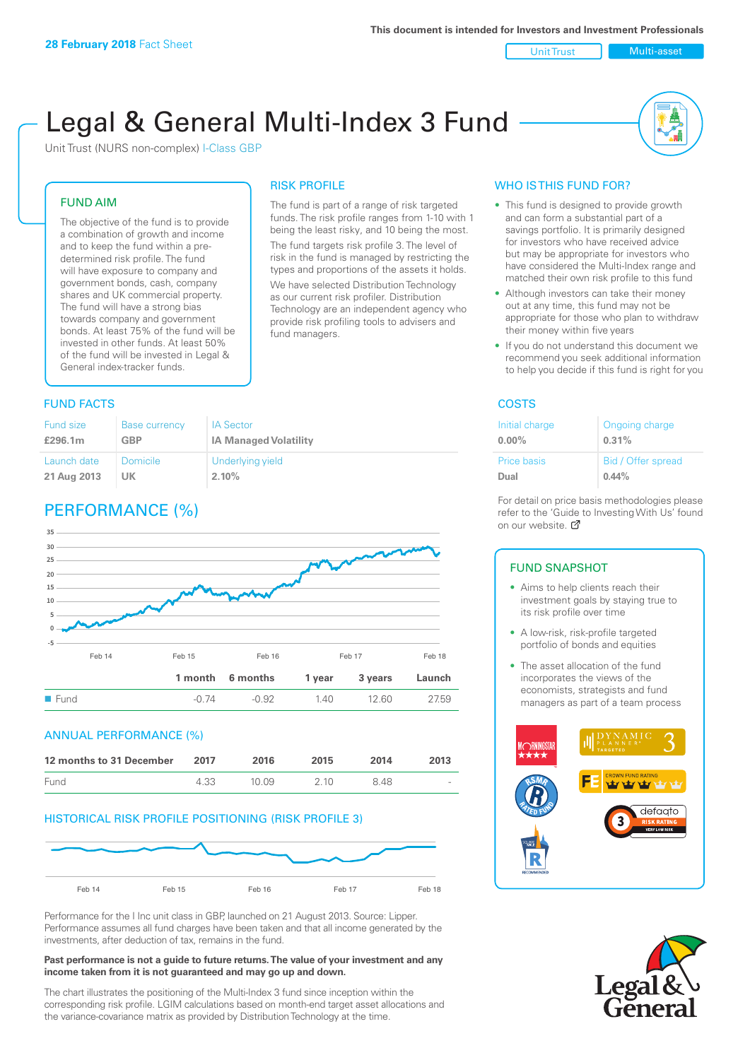**28 February 2018** Fact Sheet

This document is intended for Investors and Investment Professionals

Unit Trust | Multi-asset

# Legal & General Multi-Index 3 Fund

Unit Trust (NURS non-complex) I-Class GBP

## FUND AIM

The objective of the fund is to provide a combination of growth and income and to keep the fund within a pre-determined risk profile. The fund will have exposure to company and government bonds, cash, company shares and UK commercial property. The fund will have a strong bias towards company and government bonds. At least 75% of the fund will be invested in other funds. At least 50% of the fund will be invested in Legal & General index-tracker funds.

## RISK PROFILE

The fund is part of a range of risk targeted funds. The risk profile ranges from 1-10 with 1 being the least risky, and 10 being the most.

The fund targets risk profile 3. The level of risk in the fund is managed by restricting the types and proportions of the assets it holds.

We have selected Distribution Technology as our current risk profiler. Distribution Technology are an independent agency who provide risk profiling tools to advisers and fund managers.

## WHO IS THIS FUND FOR?

- This fund is designed to provide growth and can form a substantial part of a savings portfolio. It is primarily designed for investors who have received advice but may be appropriate for investors who have considered the Multi-Index range and matched their own risk profile to this fund
- Although investors can take their money out at any time, this fund may not be appropriate for those who plan to withdraw their money within five years
- If you do not understand this document we recommend you seek additional information to help you decide if this fund is right for you

## FUND FACTS

| Fund size | Base currency | IA Sector |
|---|---|---|
| **£296.1m** | **GBP** | **IA Managed Volatility** |
| Launch date | Domicile | Underlying yield |
| **21 Aug 2013** | **UK** | **2.10%** |

## COSTS

| Initial charge | Ongoing charge |
|---|---|
| **0.00%** | **0.31%** |
| Price basis | Bid / Offer spread |
| **Dual** | **0.44%** |

For detail on price basis methodologies please refer to the 'Guide to Investing With Us' found on our website.

## PERFORMANCE (%)

| | 1 month | 6 months | 1 year | 3 years | Launch |
|---|---|---|---|---|---|
| Fund | -0.74 | -0.92 | 1.40 | 12.60 | 27.59 |

## ANNUAL PERFORMANCE (%)

| 12 months to 31 December | 2017 | 2016 | 2015 | 2014 | 2013 |
|---|---|---|---|---|---|
| Fund | 4.33 | 10.09 | 2.10 | 8.48 | - |

## HISTORICAL RISK PROFILE POSITIONING (RISK PROFILE 3)

Performance for the I Inc unit class in GBP, launched on 21 August 2013. Source: Lipper. Performance assumes all fund charges have been taken and that all income generated by the investments, after deduction of tax, remains in the fund.

**Past performance is not a guide to future returns. The value of your investment and any income taken from it is not guaranteed and may go up and down.**

The chart illustrates the positioning of the Multi-Index 3 fund since inception within the corresponding risk profile. LGIM calculations based on month-end target asset allocations and the variance-covariance matrix as provided by Distribution Technology at the time.

## FUND SNAPSHOT

- Aims to help clients reach their investment goals by staying true to its risk profile over time
- A low-risk, risk-profile targeted portfolio of bonds and equities
- The asset allocation of the fund incorporates the views of the economists, strategists and fund managers as part of a team process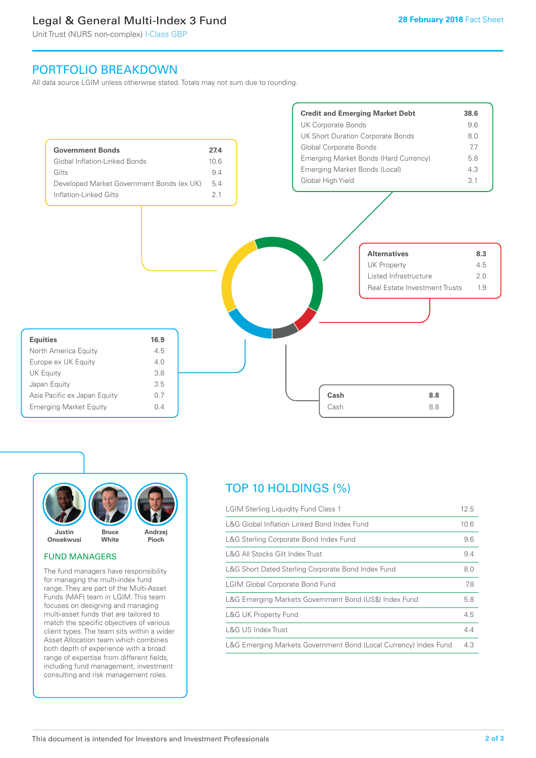# Legal & General Multi-Index 3 Fund

Unit Trust (NURS non-complex) I-Class GBP

28 February 2018 Fact Sheet

## PORTFOLIO BREAKDOWN

All data source LGIM unless otherwise stated. Totals may not sum due to rounding.

| Credit and Emerging Market Debt | 38.6 |
|---|---|
| UK Corporate Bonds | 9.6 |
| UK Short Duration Corporate Bonds | 8.0 |
| Global Corporate Bonds | 7.7 |
| Emerging Market Bonds (Hard Currency) | 5.8 |
| Emerging Market Bonds (Local) | 4.3 |
| Global High Yield | 3.1 |

| Government Bonds | 27.4 |
|---|---|
| Global Inflation-Linked Bonds | 10.6 |
| Gilts | 9.4 |
| Developed Market Government Bonds (ex UK) | 5.4 |
| Inflation-Linked Gilts | 2.1 |

| Alternatives | 8.3 |
|---|---|
| UK Property | 4.5 |
| Listed Infrastructure | 2.0 |
| Real Estate Investment Trusts | 1.9 |

| Equities | 16.9 |
|---|---|
| North America Equity | 4.5 |
| Europe ex UK Equity | 4.0 |
| UK Equity | 3.8 |
| Japan Equity | 3.5 |
| Asia Pacific ex Japan Equity | 0.7 |
| Emerging Market Equity | 0.4 |

| Cash | 8.8 |
|---|---|
| Cash | 8.8 |

Justin Onuekwusi, Bruce White, Andrzej Pioch

### FUND MANAGERS

The fund managers have responsibility for managing the multi-index fund range. They are part of the Multi-Asset Funds (MAF) team in LGIM. This team focuses on designing and managing multi-asset funds that are tailored to match the specific objectives of various client types. The team sits within a wider Asset Allocation team which combines both depth of experience with a broad range of expertise from different fields, including fund management, investment consulting and risk management roles.

## TOP 10 HOLDINGS (%)

| Holding | % |
|---|---|
| LGIM Sterling Liquidity Fund Class 1 | 12.5 |
| L&G Global Inflation Linked Bond Index Fund | 10.6 |
| L&G Sterling Corporate Bond Index Fund | 9.6 |
| L&G All Stocks Gilt Index Trust | 9.4 |
| L&G Short Dated Sterling Corporate Bond Index Fund | 8.0 |
| LGIM Global Corporate Bond Fund | 7.8 |
| L&G Emerging Markets Government Bond (US$) Index Fund | 5.8 |
| L&G UK Property Fund | 4.5 |
| L&G US Index Trust | 4.4 |
| L&G Emerging Markets Government Bond (Local Currency) Index Fund | 4.3 |

This document is intended for Investors and Investment Professionals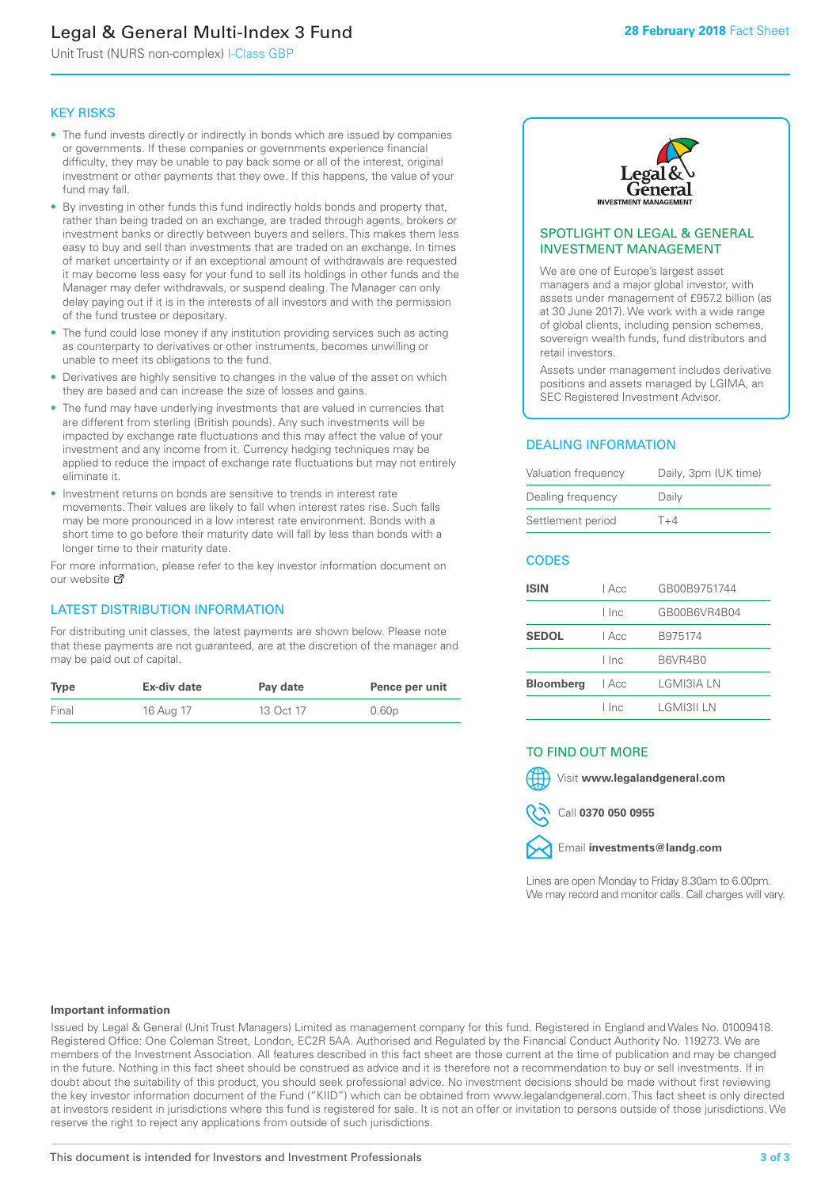# Legal & General Multi-Index 3 Fund

Unit Trust (NURS non-complex) I-Class GBP

28 February 2018 Fact Sheet

## KEY RISKS

- The fund invests directly or indirectly in bonds which are issued by companies or governments. If these companies or governments experience financial difficulty, they may be unable to pay back some or all of the interest, original investment or other payments that they owe. If this happens, the value of your fund may fall.
- By investing in other funds this fund indirectly holds bonds and property that, rather than being traded on an exchange, are traded through agents, brokers or investment banks or directly between buyers and sellers. This makes them less easy to buy and sell than investments that are traded on an exchange. In times of market uncertainty or if an exceptional amount of withdrawals are requested it may become less easy for your fund to sell its holdings in other funds and the Manager may defer withdrawals, or suspend dealing. The Manager can only delay paying out if it is in the interests of all investors and with the permission of the fund trustee or depositary.
- The fund could lose money if any institution providing services such as acting as counterparty to derivatives or other instruments, becomes unwilling or unable to meet its obligations to the fund.
- Derivatives are highly sensitive to changes in the value of the asset on which they are based and can increase the size of losses and gains.
- The fund may have underlying investments that are valued in currencies that are different from sterling (British pounds). Any such investments will be impacted by exchange rate fluctuations and this may affect the value of your investment and any income from it. Currency hedging techniques may be applied to reduce the impact of exchange rate fluctuations but may not entirely eliminate it.
- Investment returns on bonds are sensitive to trends in interest rate movements. Their values are likely to fall when interest rates rise. Such falls may be more pronounced in a low interest rate environment. Bonds with a short time to go before their maturity date will fall by less than bonds with a longer time to their maturity date.

For more information, please refer to the key investor information document on our website

## LATEST DISTRIBUTION INFORMATION

For distributing unit classes, the latest payments are shown below. Please note that these payments are not guaranteed, are at the discretion of the manager and may be paid out of capital.

| Type | Ex-div date | Pay date | Pence per unit |
|---|---|---|---|
| Final | 16 Aug 17 | 13 Oct 17 | 0.60p |

## SPOTLIGHT ON LEGAL & GENERAL INVESTMENT MANAGEMENT

We are one of Europe's largest asset managers and a major global investor, with assets under management of £957.2 billion (as at 30 June 2017). We work with a wide range of global clients, including pension schemes, sovereign wealth funds, fund distributors and retail investors.

Assets under management includes derivative positions and assets managed by LGIMA, an SEC Registered Investment Advisor.

## DEALING INFORMATION

| | |
|---|---|
| Valuation frequency | Daily, 3pm (UK time) |
| Dealing frequency | Daily |
| Settlement period | T+4 |

## CODES

| | | |
|---|---|---|
| **ISIN** | I Acc | GB00B9751744 |
| | I Inc | GB00B6VR4B04 |
| **SEDOL** | I Acc | B975174 |
| | I Inc | B6VR4B0 |
| **Bloomberg** | I Acc | LGMI3IA LN |
| | I Inc | LGMI3II LN |

## TO FIND OUT MORE

Visit **www.legalandgeneral.com**

Call **0370 050 0955**

Email **investments@landg.com**

Lines are open Monday to Friday 8.30am to 6.00pm. We may record and monitor calls. Call charges will vary.

**Important information**

Issued by Legal & General (Unit Trust Managers) Limited as management company for this fund. Registered in England and Wales No. 01009418. Registered Office: One Coleman Street, London, EC2R 5AA. Authorised and Regulated by the Financial Conduct Authority No. 119273. We are members of the Investment Association. All features described in this fact sheet are those current at the time of publication and may be changed in the future. Nothing in this fact sheet should be construed as advice and it is therefore not a recommendation to buy or sell investments. If in doubt about the suitability of this product, you should seek professional advice. No investment decisions should be made without first reviewing the key investor information document of the Fund ("KIID") which can be obtained from www.legalandgeneral.com. This fact sheet is only directed at investors resident in jurisdictions where this fund is registered for sale. It is not an offer or invitation to persons outside of those jurisdictions. We reserve the right to reject any applications from outside of such jurisdictions.

This document is intended for Investors and Investment Professionals